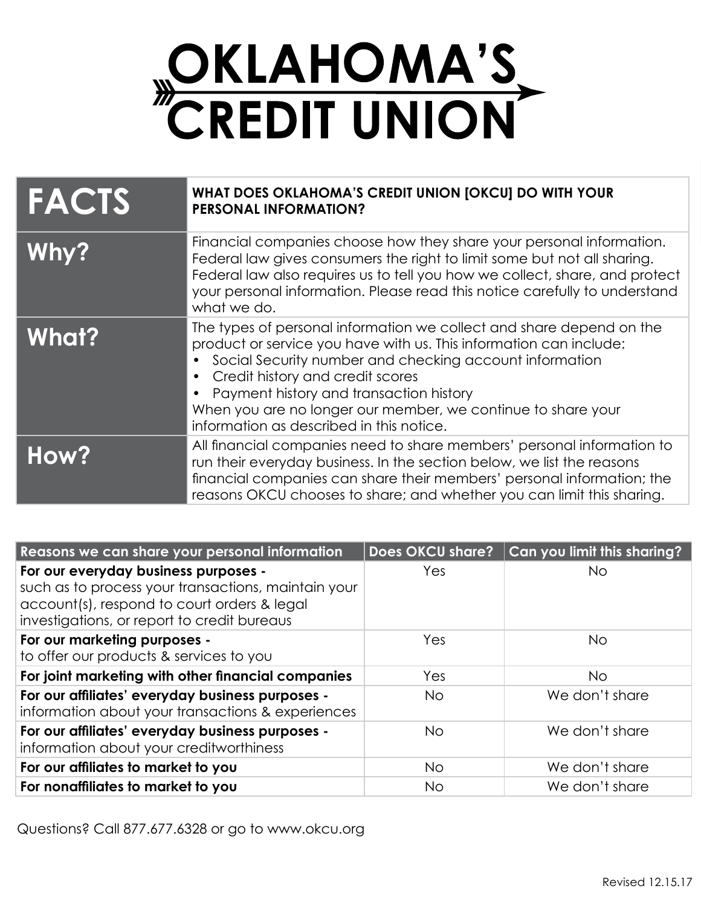# OKLAHOMA'S CREDIT UNION

| FACTS | WHAT DOES OKLAHOMA'S CREDIT UNION [OKCU] DO WITH YOUR PERSONAL INFORMATION? |
|---|---|
| **Why?** | Financial companies choose how they share your personal information. Federal law gives consumers the right to limit some but not all sharing. Federal law also requires us to tell you how we collect, share, and protect your personal information. Please read this notice carefully to understand what we do. |
| **What?** | The types of personal information we collect and share depend on the product or service you have with us. This information can include:<br>• Social Security number and checking account information<br>• Credit history and credit scores<br>• Payment history and transaction history<br>When you are no longer our member, we continue to share your information as described in this notice. |
| **How?** | All financial companies need to share members' personal information to run their everyday business. In the section below, we list the reasons financial companies can share their members' personal information; the reasons OKCU chooses to share; and whether you can limit this sharing. |

| Reasons we can share your personal information | Does OKCU share? | Can you limit this sharing? |
|---|---|---|
| **For our everyday business purposes -** such as to process your transactions, maintain your account(s), respond to court orders & legal investigations, or report to credit bureaus | Yes | No |
| **For our marketing purposes -** to offer our products & services to you | Yes | No |
| **For joint marketing with other financial companies** | Yes | No |
| **For our affiliates' everyday business purposes -** information about your transactions & experiences | No | We don't share |
| **For our affiliates' everyday business purposes -** information about your creditworthiness | No | We don't share |
| **For our affiliates to market to you** | No | We don't share |
| **For nonaffiliates to market to you** | No | We don't share |

Questions? Call 877.677.6328 or go to www.okcu.org

Revised 12.15.17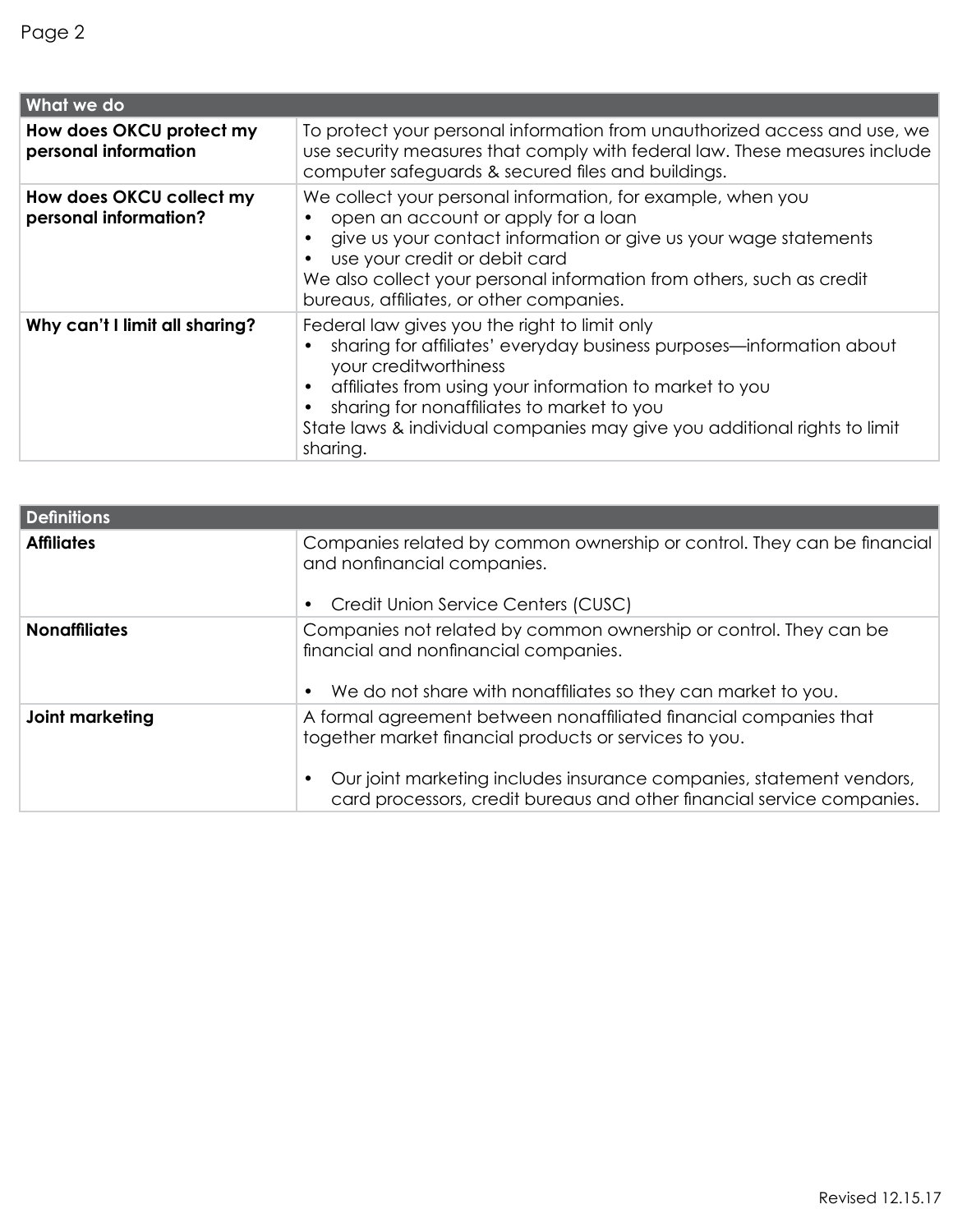| What we do | |
|---|---|
| **How does OKCU protect my personal information** | To protect your personal information from unauthorized access and use, we use security measures that comply with federal law. These measures include computer safeguards & secured files and buildings. |
| **How does OKCU collect my personal information?** | We collect your personal information, for example, when you<br>• open an account or apply for a loan<br>• give us your contact information or give us your wage statements<br>• use your credit or debit card<br>We also collect your personal information from others, such as credit bureaus, affiliates, or other companies. |
| **Why can't I limit all sharing?** | Federal law gives you the right to limit only<br>• sharing for affiliates' everyday business purposes—information about your creditworthiness<br>• affiliates from using your information to market to you<br>• sharing for nonaffiliates to market to you<br>State laws & individual companies may give you additional rights to limit sharing. |

| Definitions | |
|---|---|
| **Affiliates** | Companies related by common ownership or control. They can be financial and nonfinancial companies.<br><br>• Credit Union Service Centers (CUSC) |
| **Nonaffiliates** | Companies not related by common ownership or control. They can be financial and nonfinancial companies.<br><br>• We do not share with nonaffiliates so they can market to you. |
| **Joint marketing** | A formal agreement between nonaffiliated financial companies that together market financial products or services to you.<br><br>• Our joint marketing includes insurance companies, statement vendors, card processors, credit bureaus and other financial service companies. |

Revised 12.15.17